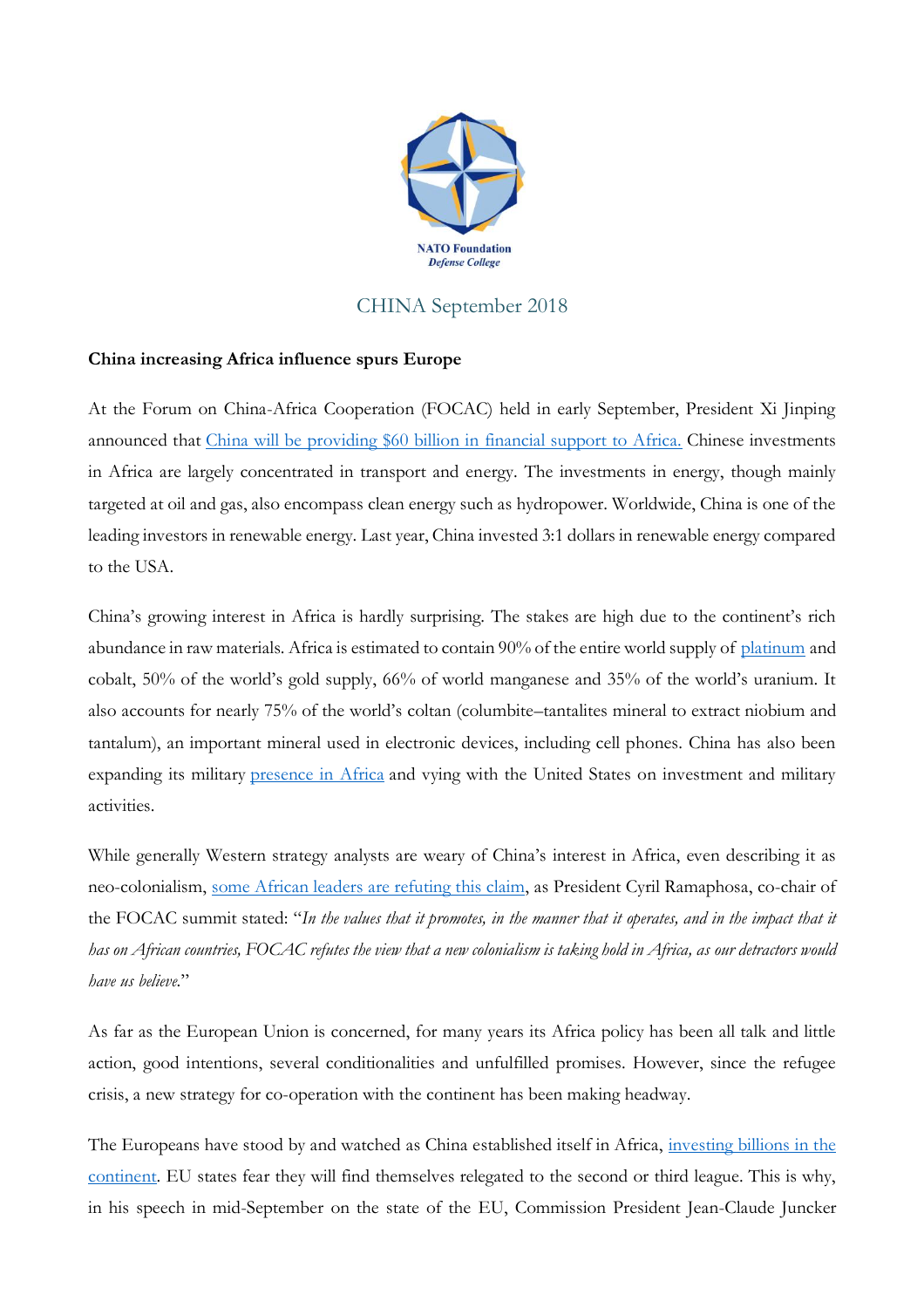NATO Foundation
*Defense College*

## CHINA September 2018

**China increasing Africa influence spurs Europe**

At the Forum on China-Africa Cooperation (FOCAC) held in early September, President Xi Jinping announced that China will be providing $60 billion in financial support to Africa. Chinese investments in Africa are largely concentrated in transport and energy. The investments in energy, though mainly targeted at oil and gas, also encompass clean energy such as hydropower. Worldwide, China is one of the leading investors in renewable energy. Last year, China invested 3:1 dollars in renewable energy compared to the USA.

China's growing interest in Africa is hardly surprising. The stakes are high due to the continent's rich abundance in raw materials. Africa is estimated to contain 90% of the entire world supply of platinum and cobalt, 50% of the world's gold supply, 66% of world manganese and 35% of the world's uranium. It also accounts for nearly 75% of the world's coltan (columbite–tantalites mineral to extract niobium and tantalum), an important mineral used in electronic devices, including cell phones. China has also been expanding its military presence in Africa and vying with the United States on investment and military activities.

While generally Western strategy analysts are weary of China's interest in Africa, even describing it as neo-colonialism, some African leaders are refuting this claim, as President Cyril Ramaphosa, co-chair of the FOCAC summit stated: "*In the values that it promotes, in the manner that it operates, and in the impact that it has on African countries, FOCAC refutes the view that a new colonialism is taking hold in Africa, as our detractors would have us believe.*"

As far as the European Union is concerned, for many years its Africa policy has been all talk and little action, good intentions, several conditionalities and unfulfilled promises. However, since the refugee crisis, a new strategy for co-operation with the continent has been making headway.

The Europeans have stood by and watched as China established itself in Africa, investing billions in the continent. EU states fear they will find themselves relegated to the second or third league. This is why, in his speech in mid-September on the state of the EU, Commission President Jean-Claude Juncker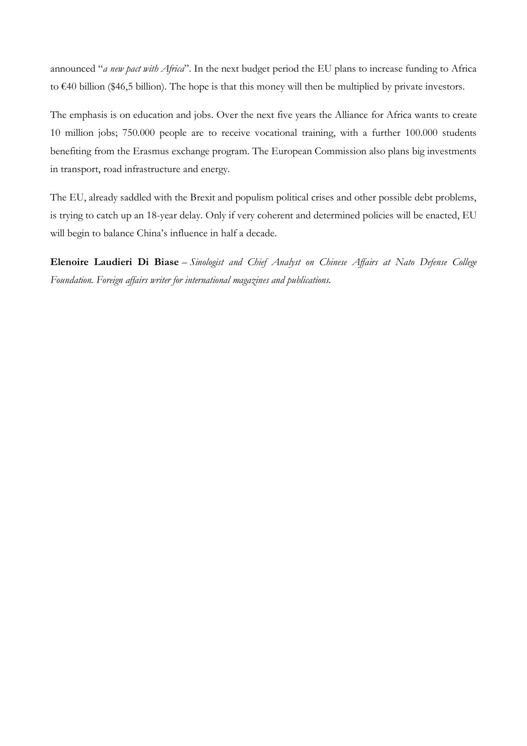announced "*a new pact with Africa*". In the next budget period the EU plans to increase funding to Africa to €40 billion ($46,5 billion). The hope is that this money will then be multiplied by private investors.

The emphasis is on education and jobs. Over the next five years the Alliance for Africa wants to create 10 million jobs; 750.000 people are to receive vocational training, with a further 100.000 students benefiting from the Erasmus exchange program. The European Commission also plans big investments in transport, road infrastructure and energy.

The EU, already saddled with the Brexit and populism political crises and other possible debt problems, is trying to catch up an 18-year delay. Only if very coherent and determined policies will be enacted, EU will begin to balance China's influence in half a decade.

**Elenoire Laudieri Di Biase** – *Sinologist and Chief Analyst on Chinese Affairs at Nato Defense College Foundation. Foreign affairs writer for international magazines and publications.*